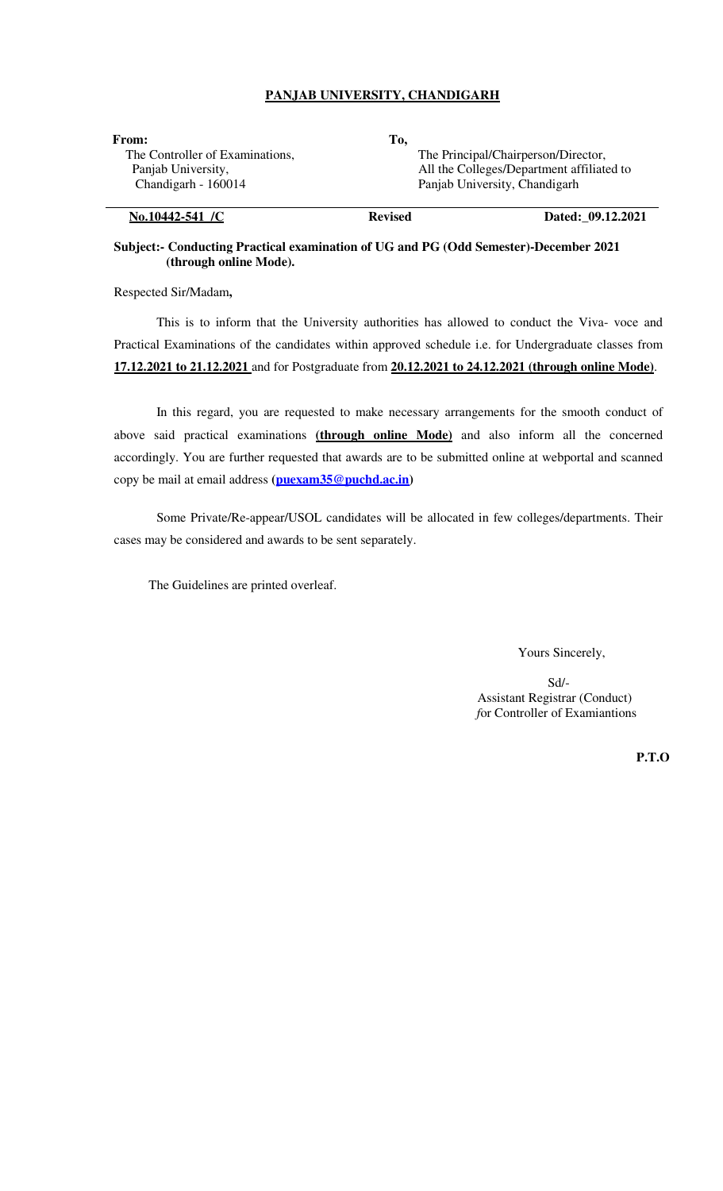# PANJAB UNIVERSITY, CHANDIGARH

**From:**
The Controller of Examinations,
Panjab University,
Chandigarh - 160014

**To,**
The Principal/Chairperson/Director,
All the Colleges/Department affiliated to
Panjab University, Chandigarh

**No.10442-541 /C** **Revised** **Dated:_09.12.2021**

**Subject:- Conducting Practical examination of UG and PG (Odd Semester)-December 2021 (through online Mode).**

Respected Sir/Madam**,**

This is to inform that the University authorities has allowed to conduct the Viva- voce and Practical Examinations of the candidates within approved schedule i.e. for Undergraduate classes from **17.12.2021 to 21.12.2021** and for Postgraduate from **20.12.2021 to 24.12.2021 (through online Mode)**.

In this regard, you are requested to make necessary arrangements for the smooth conduct of above said practical examinations **(through online Mode)** and also inform all the concerned accordingly. You are further requested that awards are to be submitted online at webportal and scanned copy be mail at email address **(puexam35@puchd.ac.in)**

Some Private/Re-appear/USOL candidates will be allocated in few colleges/departments. Their cases may be considered and awards to be sent separately.

The Guidelines are printed overleaf.

Yours Sincerely,

Sd/-
Assistant Registrar (Conduct)
*f*or Controller of Examiantions

**P.T.O**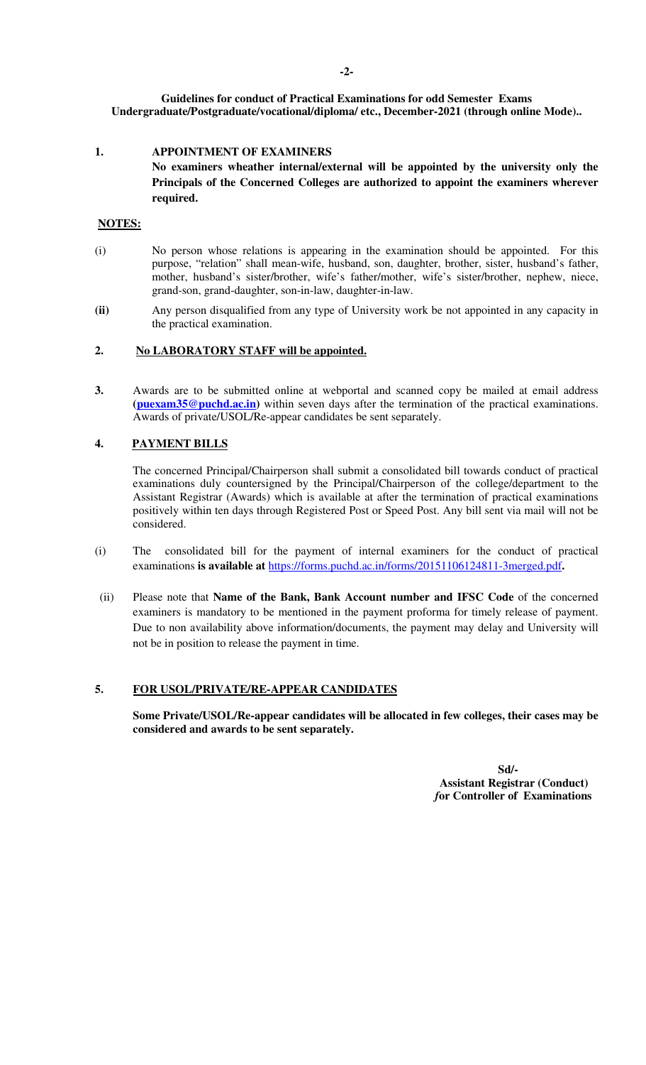**Guidelines for conduct of Practical Examinations for odd Semester Exams Undergraduate/Postgraduate/vocational/diploma/ etc., December-2021 (through online Mode)..**

## 1. APPOINTMENT OF EXAMINERS

**No examiners wheather internal/external will be appointed by the university only the Principals of the Concerned Colleges are authorized to appoint the examiners wherever required.**

**NOTES:**

(i) No person whose relations is appearing in the examination should be appointed. For this purpose, "relation" shall mean-wife, husband, son, daughter, brother, sister, husband's father, mother, husband's sister/brother, wife's father/mother, wife's sister/brother, nephew, niece, grand-son, grand-daughter, son-in-law, daughter-in-law.

**(ii)** Any person disqualified from any type of University work be not appointed in any capacity in the practical examination.

## 2. No LABORATORY STAFF will be appointed.

**3.** Awards are to be submitted online at webportal and scanned copy be mailed at email address (**puexam35@puchd.ac.in**) within seven days after the termination of the practical examinations. Awards of private/USOL/Re-appear candidates be sent separately.

## 4. PAYMENT BILLS

The concerned Principal/Chairperson shall submit a consolidated bill towards conduct of practical examinations duly countersigned by the Principal/Chairperson of the college/department to the Assistant Registrar (Awards) which is available at after the termination of practical examinations positively within ten days through Registered Post or Speed Post. Any bill sent via mail will not be considered.

(i) The consolidated bill for the payment of internal examiners for the conduct of practical examinations **is available at** https://forms.puchd.ac.in/forms/20151106124811-3merged.pdf**.**

(ii) Please note that **Name of the Bank, Bank Account number and IFSC Code** of the concerned examiners is mandatory to be mentioned in the payment proforma for timely release of payment. Due to non availability above information/documents, the payment may delay and University will not be in position to release the payment in time.

## 5. FOR USOL/PRIVATE/RE-APPEAR CANDIDATES

**Some Private/USOL/Re-appear candidates will be allocated in few colleges, their cases may be considered and awards to be sent separately.**

**Sd/-**
**Assistant Registrar (Conduct)**
***f*or Controller of Examinations**